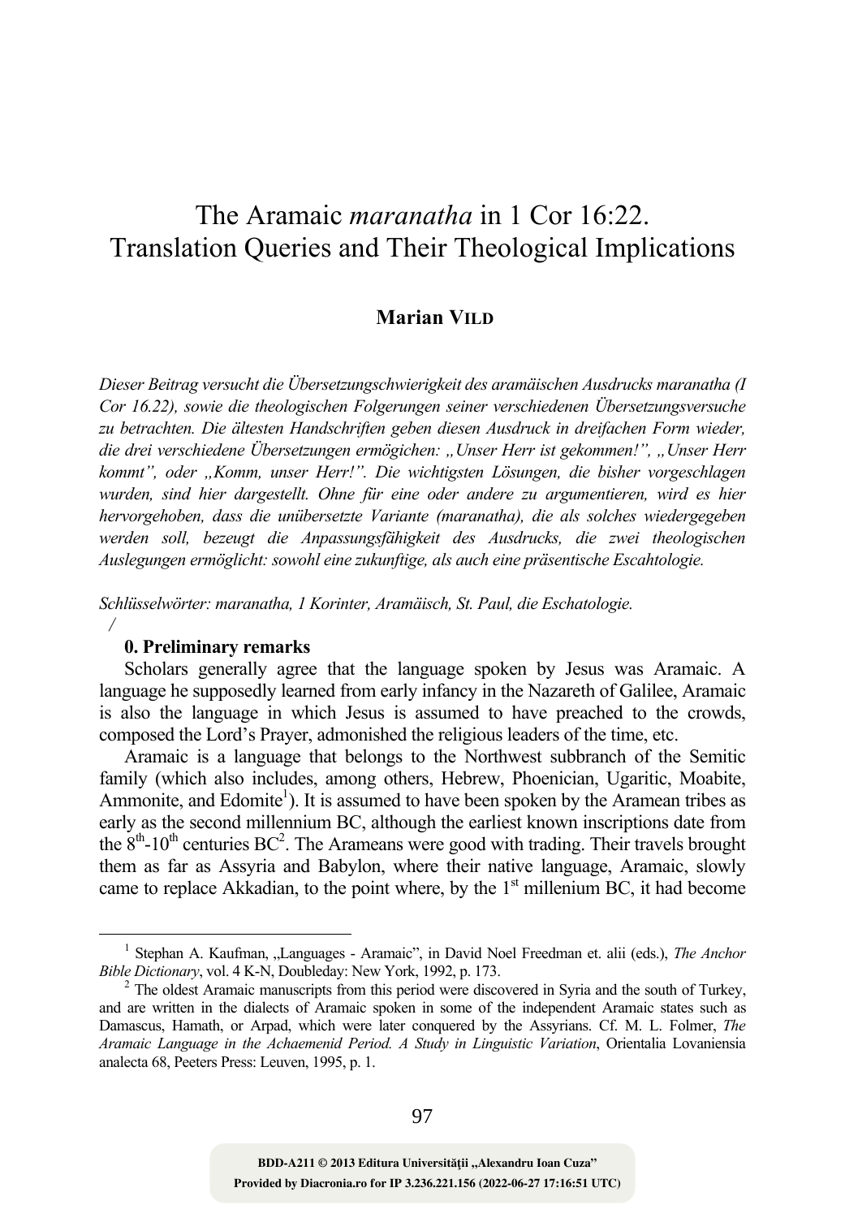# The Aramaic *maranatha* in 1 Cor 16:22. Translation Queries and Their Theological Implications

**Marian VILD**

*Dieser Beitrag versucht die Übersetzungschwierigkeit des aramäischen Ausdrucks maranatha (I Cor 16.22), sowie die theologischen Folgerungen seiner verschiedenen Übersetzungsversuche zu betrachten. Die ältesten Handschriften geben diesen Ausdruck in dreifachen Form wieder, die drei verschiedene Übersetzungen ermögichen: „Unser Herr ist gekommen!", „Unser Herr kommt", oder „Komm, unser Herr!". Die wichtigsten Lösungen, die bisher vorgeschlagen wurden, sind hier dargestellt. Ohne für eine oder andere zu argumentieren, wird es hier hervorgehoben, dass die unübersetzte Variante (maranatha), die als solches wiedergegeben werden soll, bezeugt die Anpassungsfähigkeit des Ausdrucks, die zwei theologischen Auslegungen ermöglicht: sowohl eine zukunftige, als auch eine präsentische Escahtologie.*

*Schlüsselwörter: maranatha, 1 Korinter, Aramäisch, St. Paul, die Eschatologie.*

### 0. Preliminary remarks

Scholars generally agree that the language spoken by Jesus was Aramaic. A language he supposedly learned from early infancy in the Nazareth of Galilee, Aramaic is also the language in which Jesus is assumed to have preached to the crowds, composed the Lord's Prayer, admonished the religious leaders of the time, etc.

Aramaic is a language that belongs to the Northwest subbranch of the Semitic family (which also includes, among others, Hebrew, Phoenician, Ugaritic, Moabite, Ammonite, and Edomite[1]). It is assumed to have been spoken by the Aramean tribes as early as the second millennium BC, although the earliest known inscriptions date from the 8th-10th centuries BC[2]. The Arameans were good with trading. Their travels brought them as far as Assyria and Babylon, where their native language, Aramaic, slowly came to replace Akkadian, to the point where, by the 1st millenium BC, it had become

---

[1] Stephan A. Kaufman, „Languages - Aramaic", in David Noel Freedman et. alii (eds.), *The Anchor Bible Dictionary*, vol. 4 K-N, Doubleday: New York, 1992, p. 173.

[2] The oldest Aramaic manuscripts from this period were discovered in Syria and the south of Turkey, and are written in the dialects of Aramaic spoken in some of the independent Aramaic states such as Damascus, Hamath, or Arpad, which were later conquered by the Assyrians. Cf. M. L. Folmer, *The Aramaic Language in the Achaemenid Period. A Study in Linguistic Variation*, Orientalia Lovaniensia analecta 68, Peeters Press: Leuven, 1995, p. 1.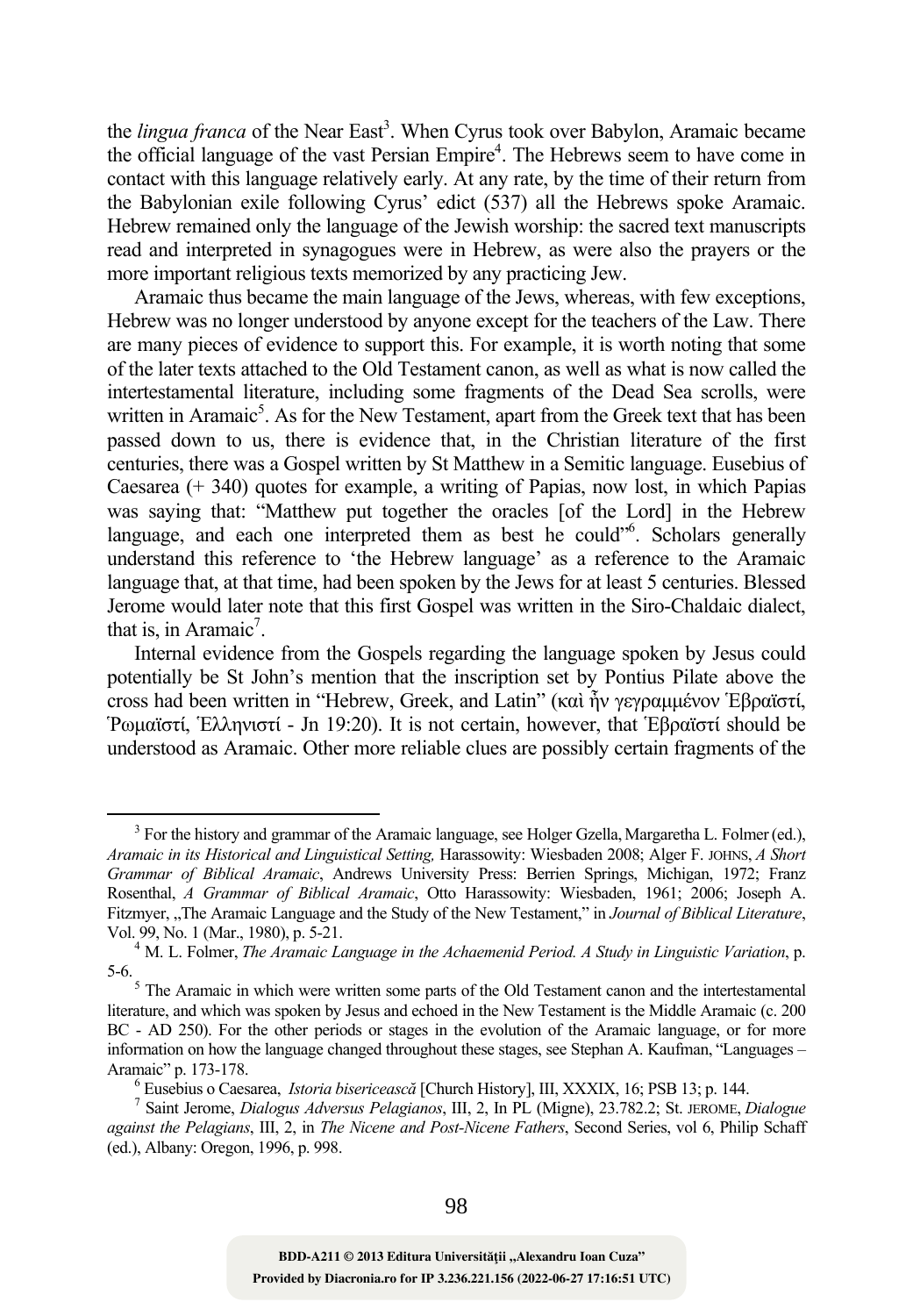the *lingua franca* of the Near East[3]. When Cyrus took over Babylon, Aramaic became the official language of the vast Persian Empire[4]. The Hebrews seem to have come in contact with this language relatively early. At any rate, by the time of their return from the Babylonian exile following Cyrus' edict (537) all the Hebrews spoke Aramaic. Hebrew remained only the language of the Jewish worship: the sacred text manuscripts read and interpreted in synagogues were in Hebrew, as were also the prayers or the more important religious texts memorized by any practicing Jew.

Aramaic thus became the main language of the Jews, whereas, with few exceptions, Hebrew was no longer understood by anyone except for the teachers of the Law. There are many pieces of evidence to support this. For example, it is worth noting that some of the later texts attached to the Old Testament canon, as well as what is now called the intertestamental literature, including some fragments of the Dead Sea scrolls, were written in Aramaic[5]. As for the New Testament, apart from the Greek text that has been passed down to us, there is evidence that, in the Christian literature of the first centuries, there was a Gospel written by St Matthew in a Semitic language. Eusebius of Caesarea (+ 340) quotes for example, a writing of Papias, now lost, in which Papias was saying that: "Matthew put together the oracles [of the Lord] in the Hebrew language, and each one interpreted them as best he could"[6]. Scholars generally understand this reference to 'the Hebrew language' as a reference to the Aramaic language that, at that time, had been spoken by the Jews for at least 5 centuries. Blessed Jerome would later note that this first Gospel was written in the Siro-Chaldaic dialect, that is, in Aramaic[7].

Internal evidence from the Gospels regarding the language spoken by Jesus could potentially be St John's mention that the inscription set by Pontius Pilate above the cross had been written in "Hebrew, Greek, and Latin" (καὶ ἦν γεγραμμένον Ἑβραϊστί, Ῥωμαϊστί, Ἑλληνιστί - Jn 19:20). It is not certain, however, that Ἑβραϊστί should be understood as Aramaic. Other more reliable clues are possibly certain fragments of the

---

[3] For the history and grammar of the Aramaic language, see Holger Gzella, Margaretha L. Folmer (ed.), *Aramaic in its Historical and Linguistical Setting,* Harassowity: Wiesbaden 2008; Alger F. JOHNS, *A Short Grammar of Biblical Aramaic*, Andrews University Press: Berrien Springs, Michigan, 1972; Franz Rosenthal, *A Grammar of Biblical Aramaic*, Otto Harassowitz: Wiesbaden, 1961; 2006; Joseph A. Fitzmyer, „The Aramaic Language and the Study of the New Testament," in *Journal of Biblical Literature*, Vol. 99, No. 1 (Mar., 1980), p. 5-21.

[4] M. L. Folmer, *The Aramaic Language in the Achaemenid Period. A Study in Linguistic Variation*, p. 5-6.

[5] The Aramaic in which were written some parts of the Old Testament canon and the intertestamental literature, and which was spoken by Jesus and echoed in the New Testament is the Middle Aramaic (c. 200 BC - AD 250). For the other periods or stages in the evolution of the Aramaic language, or for more information on how the language changed throughout these stages, see Stephan A. Kaufman, "Languages – Aramaic" p. 173-178.

[6] Eusebius o Caesarea, *Istoria bisericească* [Church History], III, XXXIX, 16; PSB 13; p. 144.

[7] Saint Jerome, *Dialogus Adversus Pelagianos*, III, 2, In PL (Migne), 23.782.2; St. JEROME, *Dialogue against the Pelagians*, III, 2, in *The Nicene and Post-Nicene Fathers*, Second Series, vol 6, Philip Schaff (ed.), Albany: Oregon, 1996, p. 998.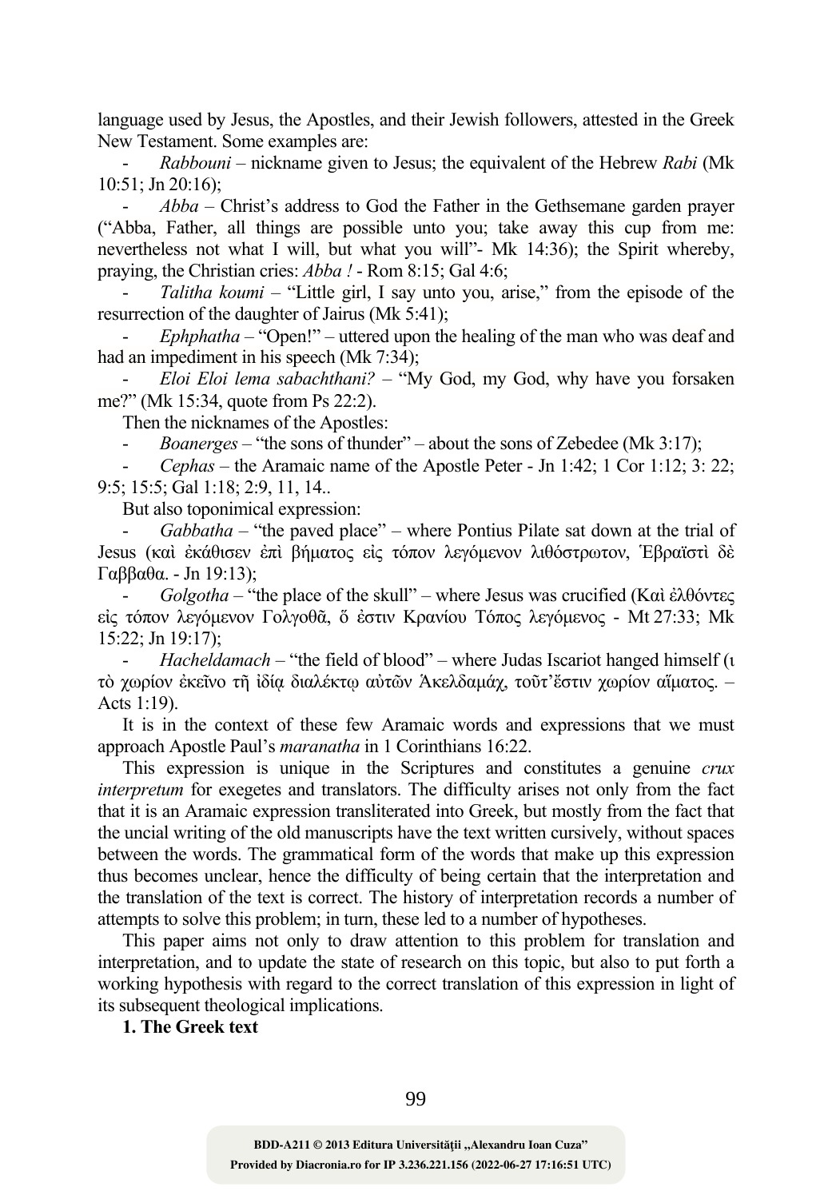language used by Jesus, the Apostles, and their Jewish followers, attested in the Greek New Testament. Some examples are:

- *Rabbouni* – nickname given to Jesus; the equivalent of the Hebrew *Rabi* (Mk 10:51; Jn 20:16);
- *Abba* – Christ's address to God the Father in the Gethsemane garden prayer ("Abba, Father, all things are possible unto you; take away this cup from me: nevertheless not what I will, but what you will"- Mk 14:36); the Spirit whereby, praying, the Christian cries: *Abba !* - Rom 8:15; Gal 4:6;
- *Talitha koumi* – "Little girl, I say unto you, arise," from the episode of the resurrection of the daughter of Jairus (Mk 5:41);
- *Ephphatha* – "Open!" – uttered upon the healing of the man who was deaf and had an impediment in his speech (Mk 7:34);
- *Eloi Eloi lema sabachthani?* – "My God, my God, why have you forsaken me?" (Mk 15:34, quote from Ps 22:2).

Then the nicknames of the Apostles:

- *Boanerges* – "the sons of thunder" – about the sons of Zebedee (Mk 3:17);
- *Cephas* – the Aramaic name of the Apostle Peter - Jn 1:42; 1 Cor 1:12; 3: 22; 9:5; 15:5; Gal 1:18; 2:9, 11, 14..

But also toponimical expression:

- *Gabbatha* – "the paved place" – where Pontius Pilate sat down at the trial of Jesus (καὶ ἐκάθισεν ἐπὶ βήματος εἰς τόπον λεγόμενον λιθόστρωτον, Ἑβραϊστὶ δὲ Γαββαθα. - Jn 19:13);
- *Golgotha* – "the place of the skull" – where Jesus was crucified (Καὶ ἐλθόντες εἰς τόπον λεγόμενον Γολγοθᾶ, ὅ ἐστιν Κρανίου Τόπος λεγόμενος - Mt 27:33; Mk 15:22; Jn 19:17);
- *Hacheldamach* – "the field of blood" – where Judas Iscariot hanged himself (ι τὸ χωρίον ἐκεῖνο τῇ ἰδίᾳ διαλέκτῳ αὐτῶν Ἀκελδαμάχ, τοῦτ'ἔστιν χωρίον αἵματος. – Acts 1:19).

It is in the context of these few Aramaic words and expressions that we must approach Apostle Paul's *maranatha* in 1 Corinthians 16:22.

This expression is unique in the Scriptures and constitutes a genuine *crux interpretum* for exegetes and translators. The difficulty arises not only from the fact that it is an Aramaic expression transliterated into Greek, but mostly from the fact that the uncial writing of the old manuscripts have the text written cursively, without spaces between the words. The grammatical form of the words that make up this expression thus becomes unclear, hence the difficulty of being certain that the interpretation and the translation of the text is correct. The history of interpretation records a number of attempts to solve this problem; in turn, these led to a number of hypotheses.

This paper aims not only to draw attention to this problem for translation and interpretation, and to update the state of research on this topic, but also to put forth a working hypothesis with regard to the correct translation of this expression in light of its subsequent theological implications.

## 1. The Greek text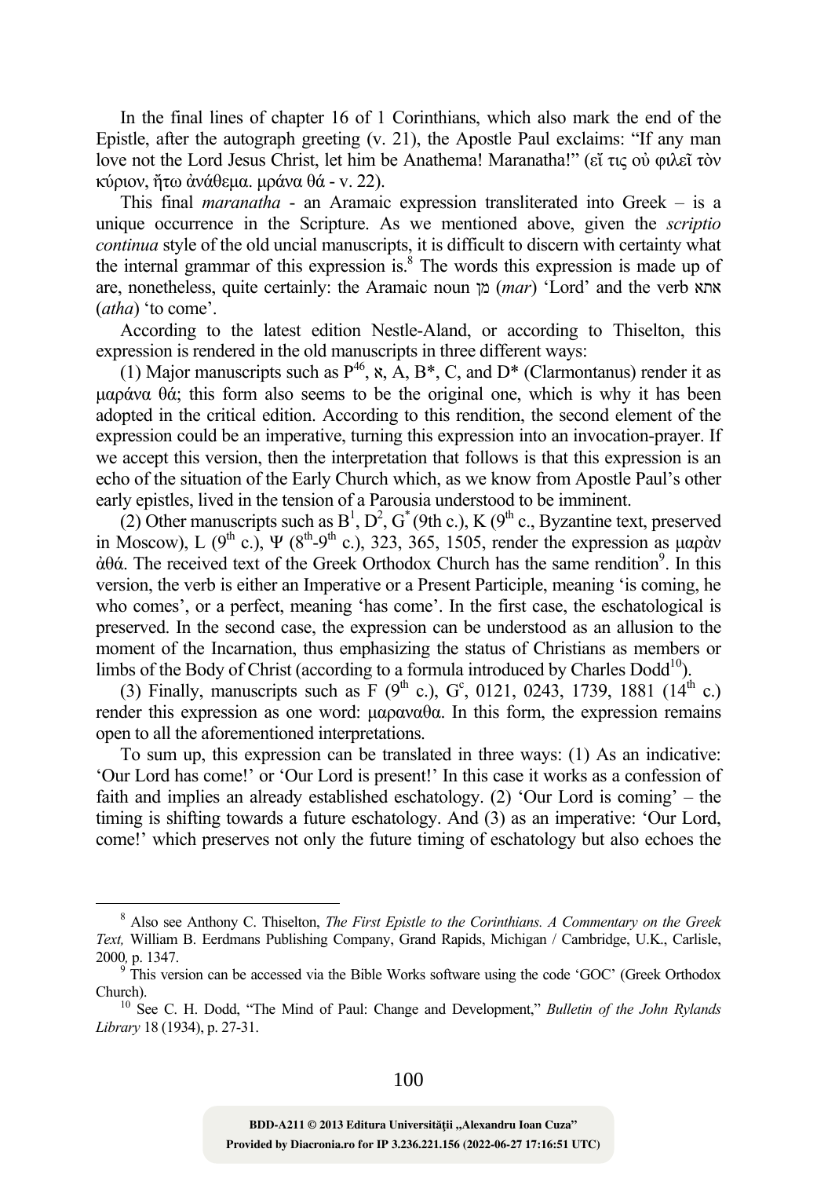In the final lines of chapter 16 of 1 Corinthians, which also mark the end of the Epistle, after the autograph greeting (v. 21), the Apostle Paul exclaims: "If any man love not the Lord Jesus Christ, let him be Anathema! Maranatha!" (εἴ τις οὐ φιλεῖ τὸν κύριον, ἤτω ἀνάθεμα. μράνα θά - v. 22).

This final *maranatha* - an Aramaic expression transliterated into Greek – is a unique occurrence in the Scripture. As we mentioned above, given the *scriptio continua* style of the old uncial manuscripts, it is difficult to discern with certainty what the internal grammar of this expression is.[8] The words this expression is made up of are, nonetheless, quite certainly: the Aramaic noun מן (*mar*) 'Lord' and the verb אתא (*atha*) 'to come'.

According to the latest edition Nestle-Aland, or according to Thiselton, this expression is rendered in the old manuscripts in three different ways:

(1) Major manuscripts such as $P^{46}$, ℵ, A, B*, C, and D* (Clarmontanus) render it as μαράνα θά; this form also seems to be the original one, which is why it has been adopted in the critical edition. According to this rendition, the second element of the expression could be an imperative, turning this expression into an invocation-prayer. If we accept this version, then the interpretation that follows is that this expression is an echo of the situation of the Early Church which, as we know from Apostle Paul's other early epistles, lived in the tension of a Parousia understood to be imminent.

(2) Other manuscripts such as $B^1$, $D^2$, $G^*$ (9th c.), K (9th c., Byzantine text, preserved in Moscow), L (9th c.), Ψ (8th-9th c.), 323, 365, 1505, render the expression as μαρὰν ἀθά. The received text of the Greek Orthodox Church has the same rendition[9]. In this version, the verb is either an Imperative or a Present Participle, meaning 'is coming, he who comes', or a perfect, meaning 'has come'. In the first case, the eschatological is preserved. In the second case, the expression can be understood as an allusion to the moment of the Incarnation, thus emphasizing the status of Christians as members or limbs of the Body of Christ (according to a formula introduced by Charles Dodd[10]).

(3) Finally, manuscripts such as F (9th c.), $G^c$, 0121, 0243, 1739, 1881 (14th c.) render this expression as one word: μαραναθα. In this form, the expression remains open to all the aforementioned interpretations.

To sum up, this expression can be translated in three ways: (1) As an indicative: 'Our Lord has come!' or 'Our Lord is present!' In this case it works as a confession of faith and implies an already established eschatology. (2) 'Our Lord is coming' – the timing is shifting towards a future eschatology. And (3) as an imperative: 'Our Lord, come!' which preserves not only the future timing of eschatology but also echoes the

---

[8] Also see Anthony C. Thiselton, *The First Epistle to the Corinthians. A Commentary on the Greek Text,* William B. Eerdmans Publishing Company, Grand Rapids, Michigan / Cambridge, U.K., Carlisle, 2000, p. 1347.

[9] This version can be accessed via the Bible Works software using the code 'GOC' (Greek Orthodox Church).

[10] See C. H. Dodd, "The Mind of Paul: Change and Development," *Bulletin of the John Rylands Library* 18 (1934), p. 27-31.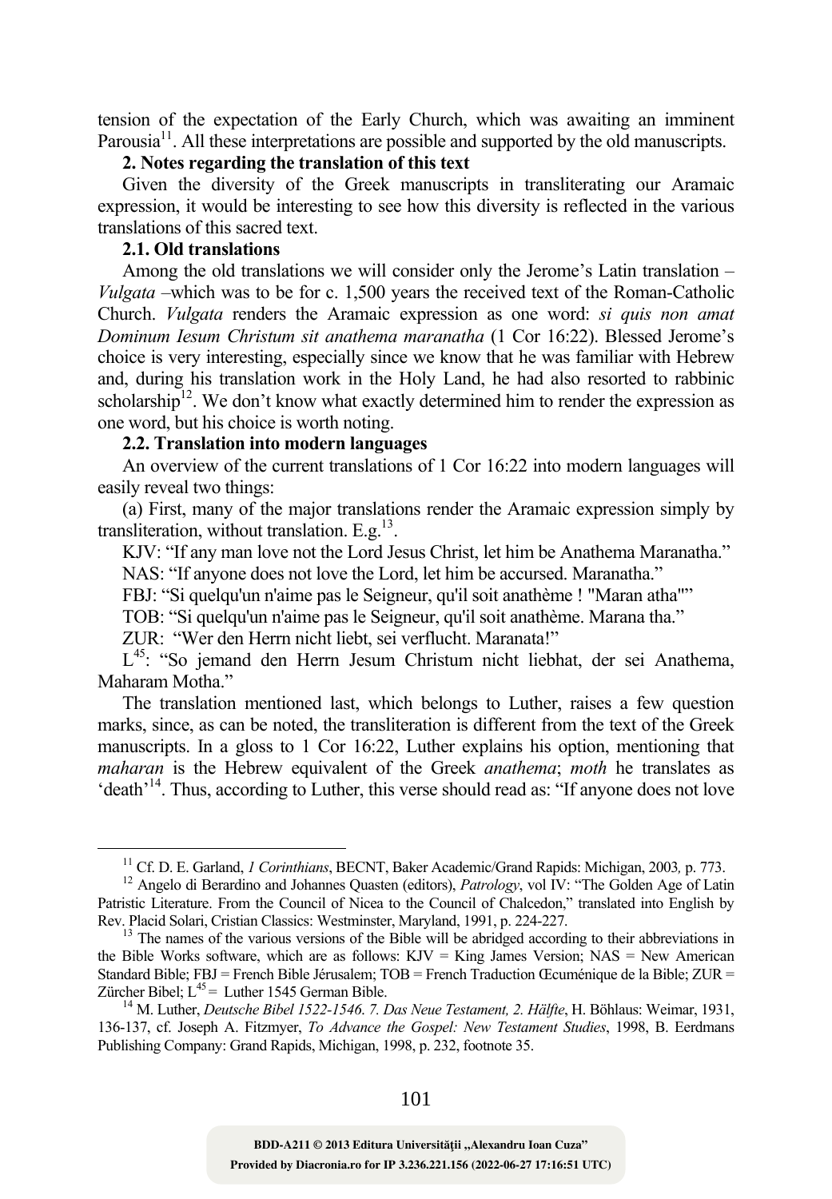tension of the expectation of the Early Church, which was awaiting an imminent Parousia[11]. All these interpretations are possible and supported by the old manuscripts.

### 2. Notes regarding the translation of this text

Given the diversity of the Greek manuscripts in transliterating our Aramaic expression, it would be interesting to see how this diversity is reflected in the various translations of this sacred text.

#### 2.1. Old translations

Among the old translations we will consider only the Jerome's Latin translation – *Vulgata* –which was to be for c. 1,500 years the received text of the Roman-Catholic Church. *Vulgata* renders the Aramaic expression as one word: *si quis non amat Dominum Iesum Christum sit anathema maranatha* (1 Cor 16:22). Blessed Jerome's choice is very interesting, especially since we know that he was familiar with Hebrew and, during his translation work in the Holy Land, he had also resorted to rabbinic scholarship[12]. We don't know what exactly determined him to render the expression as one word, but his choice is worth noting.

#### 2.2. Translation into modern languages

An overview of the current translations of 1 Cor 16:22 into modern languages will easily reveal two things:

(a) First, many of the major translations render the Aramaic expression simply by transliteration, without translation. E.g.[13].

KJV: "If any man love not the Lord Jesus Christ, let him be Anathema Maranatha."

NAS: "If anyone does not love the Lord, let him be accursed. Maranatha."

FBJ: "Si quelqu'un n'aime pas le Seigneur, qu'il soit anathème ! "Maran atha""

TOB: "Si quelqu'un n'aime pas le Seigneur, qu'il soit anathème. Marana tha."

ZUR: "Wer den Herrn nicht liebt, sei verflucht. Maranata!"

$L^{45}$: "So jemand den Herrn Jesum Christum nicht liebhat, der sei Anathema, Maharam Motha."

The translation mentioned last, which belongs to Luther, raises a few question marks, since, as can be noted, the transliteration is different from the text of the Greek manuscripts. In a gloss to 1 Cor 16:22, Luther explains his option, mentioning that *maharan* is the Hebrew equivalent of the Greek *anathema*; *moth* he translates as 'death'[14]. Thus, according to Luther, this verse should read as: "If anyone does not love

---

[11] Cf. D. E. Garland, *1 Corinthians*, BECNT, Baker Academic/Grand Rapids: Michigan, 2003, p. 773.

[12] Angelo di Berardino and Johannes Quasten (editors), *Patrology*, vol IV: "The Golden Age of Latin Patristic Literature. From the Council of Nicea to the Council of Chalcedon," translated into English by Rev. Placid Solari, Cristian Classics: Westminster, Maryland, 1991, p. 224-227.

[13] The names of the various versions of the Bible will be abridged according to their abbreviations in the Bible Works software, which are as follows: KJV = King James Version; NAS = New American Standard Bible; FBJ = French Bible Jérusalem; TOB = French Traduction Œcuménique de la Bible; ZUR = Zürcher Bibel; $L^{45}$ = Luther 1545 German Bible.

[14] M. Luther, *Deutsche Bibel 1522-1546. 7. Das Neue Testament, 2. Hälfte*, H. Böhlaus: Weimar, 1931, 136-137, cf. Joseph A. Fitzmyer, *To Advance the Gospel: New Testament Studies*, 1998, B. Eerdmans Publishing Company: Grand Rapids, Michigan, 1998, p. 232, footnote 35.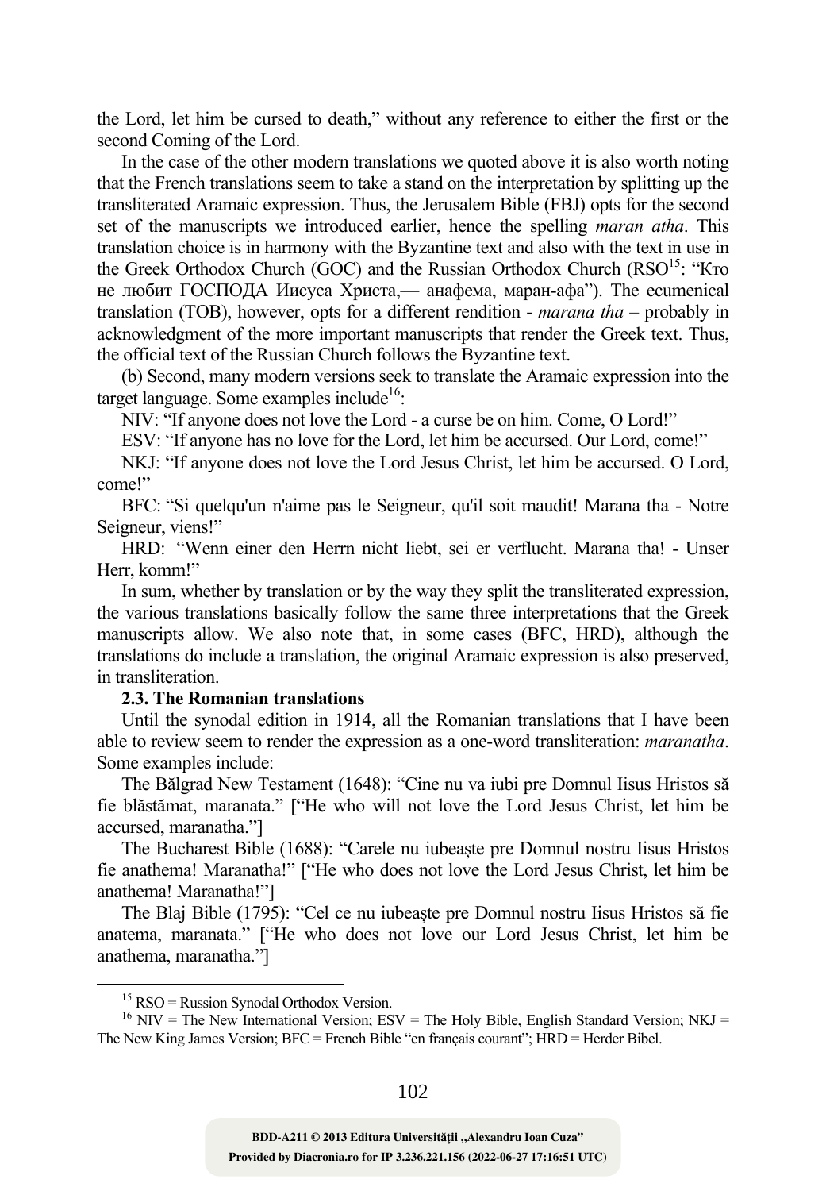the Lord, let him be cursed to death," without any reference to either the first or the second Coming of the Lord.

In the case of the other modern translations we quoted above it is also worth noting that the French translations seem to take a stand on the interpretation by splitting up the transliterated Aramaic expression. Thus, the Jerusalem Bible (FBJ) opts for the second set of the manuscripts we introduced earlier, hence the spelling *maran atha*. This translation choice is in harmony with the Byzantine text and also with the text in use in the Greek Orthodox Church (GOC) and the Russian Orthodox Church (RSO[15]: "Кто не любит ГОСПОДА Иисуса Христа,— анафема, маран-афа"). The ecumenical translation (TOB), however, opts for a different rendition - *marana tha* – probably in acknowledgment of the more important manuscripts that render the Greek text. Thus, the official text of the Russian Church follows the Byzantine text.

(b) Second, many modern versions seek to translate the Aramaic expression into the target language. Some examples include[16]:

NIV: "If anyone does not love the Lord - a curse be on him. Come, O Lord!"

ESV: "If anyone has no love for the Lord, let him be accursed. Our Lord, come!"

NKJ: "If anyone does not love the Lord Jesus Christ, let him be accursed. O Lord, come!"

BFC: "Si quelqu'un n'aime pas le Seigneur, qu'il soit maudit! Marana tha - Notre Seigneur, viens!"

HRD: "Wenn einer den Herrn nicht liebt, sei er verflucht. Marana tha! - Unser Herr, komm!"

In sum, whether by translation or by the way they split the transliterated expression, the various translations basically follow the same three interpretations that the Greek manuscripts allow. We also note that, in some cases (BFC, HRD), although the translations do include a translation, the original Aramaic expression is also preserved, in transliteration.

### 2.3. The Romanian translations

Until the synodal edition in 1914, all the Romanian translations that I have been able to review seem to render the expression as a one-word transliteration: *maranatha*. Some examples include:

The Bălgrad New Testament (1648): "Cine nu va iubi pre Domnul Iisus Hristos să fie blăstămat, maranata." ["He who will not love the Lord Jesus Christ, let him be accursed, maranatha."]

The Bucharest Bible (1688): "Carele nu iubeaște pre Domnul nostru Iisus Hristos fie anathema! Maranatha!" ["He who does not love the Lord Jesus Christ, let him be anathema! Maranatha!"]

The Blaj Bible (1795): "Cel ce nu iubeaște pre Domnul nostru Iisus Hristos să fie anatema, maranata." ["He who does not love our Lord Jesus Christ, let him be anathema, maranatha."]

---

[15] RSO = Russion Synodal Orthodox Version.

[16] NIV = The New International Version; ESV = The Holy Bible, English Standard Version; NKJ = The New King James Version; BFC = French Bible "en français courant"; HRD = Herder Bibel.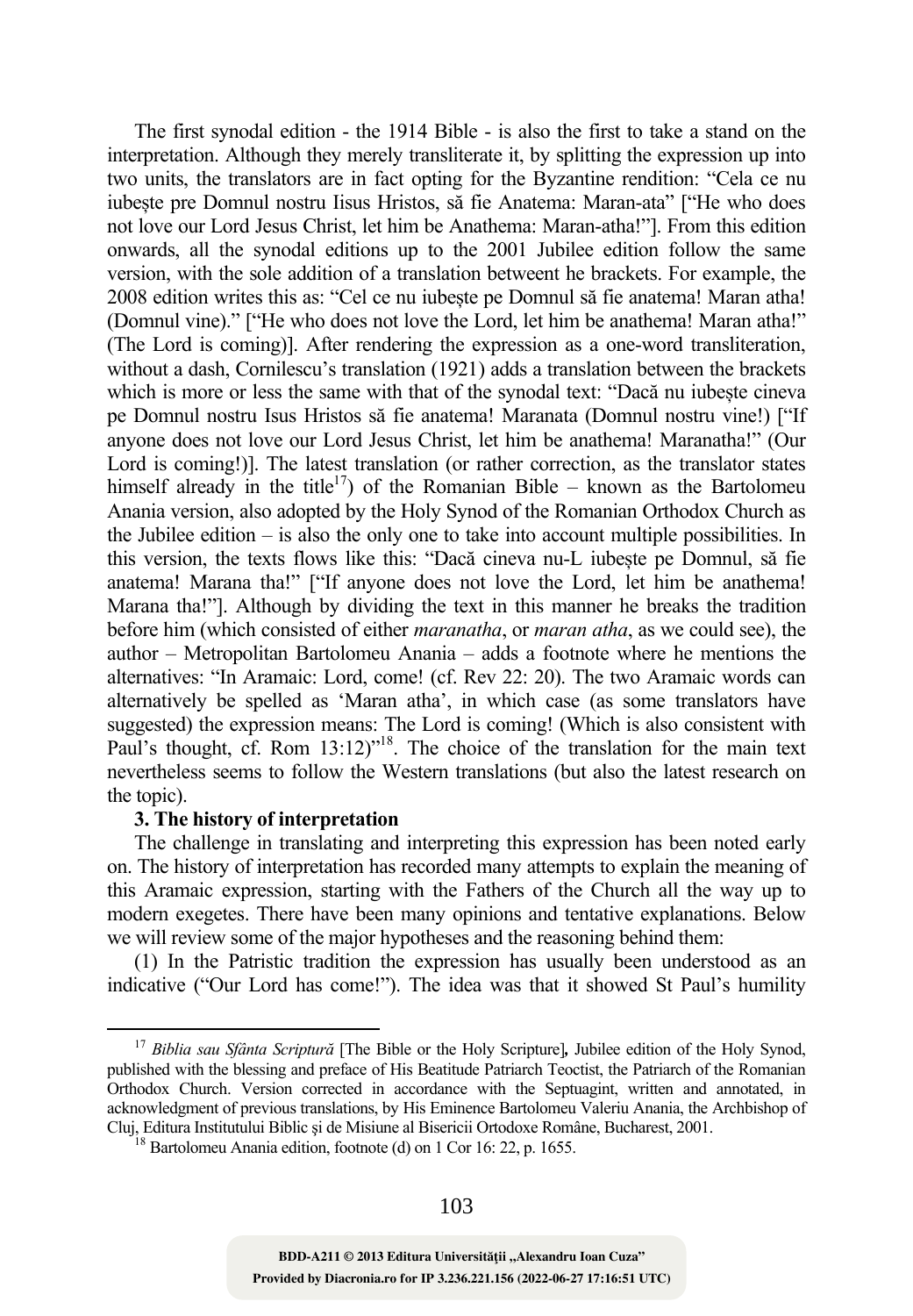The first synodal edition - the 1914 Bible - is also the first to take a stand on the interpretation. Although they merely transliterate it, by splitting the expression up into two units, the translators are in fact opting for the Byzantine rendition: "Cela ce nu iubește pre Domnul nostru Iisus Hristos, să fie Anatema: Maran-ata" ["He who does not love our Lord Jesus Christ, let him be Anathema: Maran-atha!"]. From this edition onwards, all the synodal editions up to the 2001 Jubilee edition follow the same version, with the sole addition of a translation betweent he brackets. For example, the 2008 edition writes this as: "Cel ce nu iubește pe Domnul să fie anatema! Maran atha! (Domnul vine)." ["He who does not love the Lord, let him be anathema! Maran atha!" (The Lord is coming)]. After rendering the expression as a one-word transliteration, without a dash, Cornilescu's translation (1921) adds a translation between the brackets which is more or less the same with that of the synodal text: "Dacă nu iubește cineva pe Domnul nostru Isus Hristos să fie anatema! Maranata (Domnul nostru vine!) ["If anyone does not love our Lord Jesus Christ, let him be anathema! Maranatha!" (Our Lord is coming!)]. The latest translation (or rather correction, as the translator states himself already in the title[17]) of the Romanian Bible – known as the Bartolomeu Anania version, also adopted by the Holy Synod of the Romanian Orthodox Church as the Jubilee edition – is also the only one to take into account multiple possibilities. In this version, the texts flows like this: "Dacă cineva nu-L iubește pe Domnul, să fie anatema! Marana tha!" ["If anyone does not love the Lord, let him be anathema! Marana tha!"]. Although by dividing the text in this manner he breaks the tradition before him (which consisted of either *maranatha*, or *maran atha*, as we could see), the author – Metropolitan Bartolomeu Anania – adds a footnote where he mentions the alternatives: "In Aramaic: Lord, come! (cf. Rev 22: 20). The two Aramaic words can alternatively be spelled as 'Maran atha', in which case (as some translators have suggested) the expression means: The Lord is coming! (Which is also consistent with Paul's thought, cf. Rom 13:12)"[18]. The choice of the translation for the main text nevertheless seems to follow the Western translations (but also the latest research on the topic).

**3. The history of interpretation**

The challenge in translating and interpreting this expression has been noted early on. The history of interpretation has recorded many attempts to explain the meaning of this Aramaic expression, starting with the Fathers of the Church all the way up to modern exegetes. There have been many opinions and tentative explanations. Below we will review some of the major hypotheses and the reasoning behind them:

(1) In the Patristic tradition the expression has usually been understood as an indicative ("Our Lord has come!"). The idea was that it showed St Paul's humility

---

[17] *Biblia sau Sfânta Scriptură* [The Bible or the Holy Scripture]*,* Jubilee edition of the Holy Synod, published with the blessing and preface of His Beatitude Patriarch Teoctist, the Patriarch of the Romanian Orthodox Church. Version corrected in accordance with the Septuagint, written and annotated, in acknowledgment of previous translations, by His Eminence Bartolomeu Valeriu Anania, the Archbishop of Cluj, Editura Institutului Biblic și de Misiune al Bisericii Ortodoxe Române, Bucharest, 2001.

[18] Bartolomeu Anania edition, footnote (d) on 1 Cor 16: 22, p. 1655.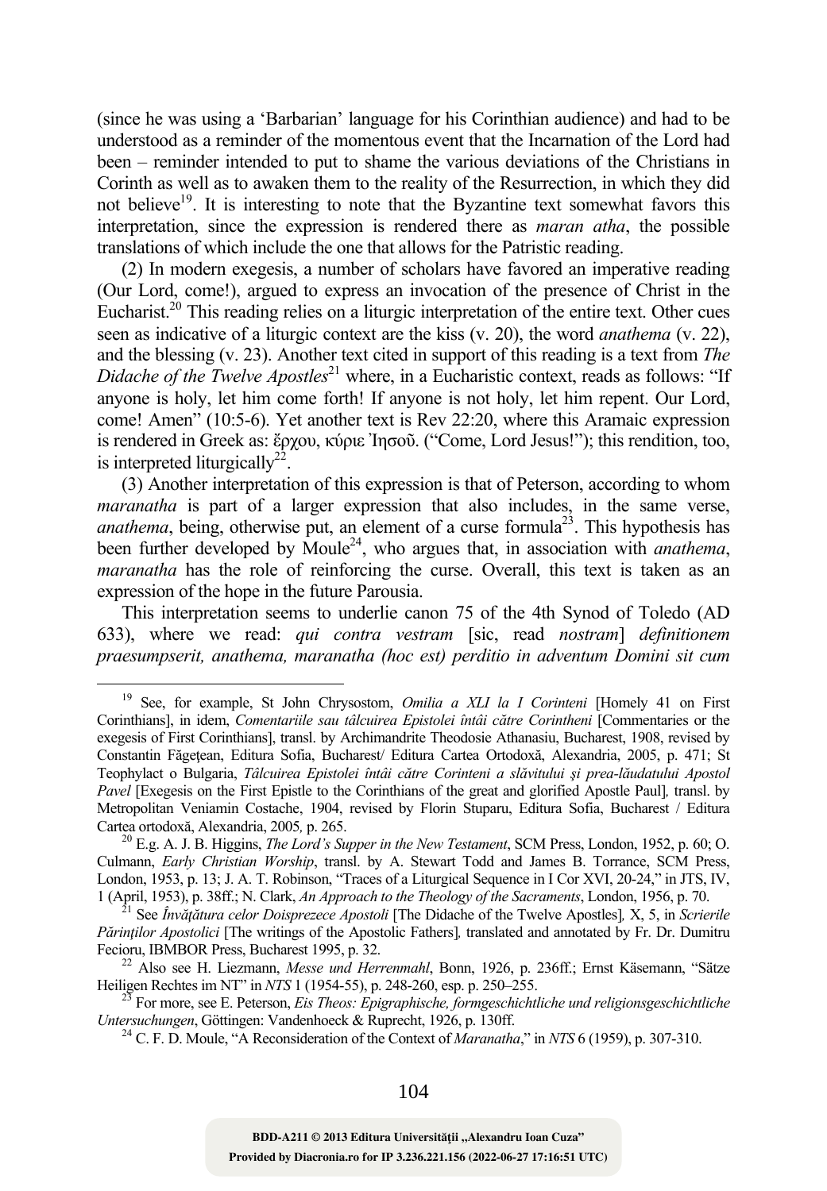(since he was using a 'Barbarian' language for his Corinthian audience) and had to be understood as a reminder of the momentous event that the Incarnation of the Lord had been – reminder intended to put to shame the various deviations of the Christians in Corinth as well as to awaken them to the reality of the Resurrection, in which they did not believe[19]. It is interesting to note that the Byzantine text somewhat favors this interpretation, since the expression is rendered there as *maran atha*, the possible translations of which include the one that allows for the Patristic reading.

(2) In modern exegesis, a number of scholars have favored an imperative reading (Our Lord, come!), argued to express an invocation of the presence of Christ in the Eucharist.[20] This reading relies on a liturgic interpretation of the entire text. Other cues seen as indicative of a liturgic context are the kiss (v. 20), the word *anathema* (v. 22), and the blessing (v. 23). Another text cited in support of this reading is a text from *The Didache of the Twelve Apostles*[21] where, in a Eucharistic context, reads as follows: "If anyone is holy, let him come forth! If anyone is not holy, let him repent. Our Lord, come! Amen" (10:5-6). Yet another text is Rev 22:20, where this Aramaic expression is rendered in Greek as: ἔρχου, κύριε Ἰησοῦ. ("Come, Lord Jesus!"); this rendition, too, is interpreted liturgically[22].

(3) Another interpretation of this expression is that of Peterson, according to whom *maranatha* is part of a larger expression that also includes, in the same verse, *anathema*, being, otherwise put, an element of a curse formula[23]. This hypothesis has been further developed by Moule[24], who argues that, in association with *anathema*, *maranatha* has the role of reinforcing the curse. Overall, this text is taken as an expression of the hope in the future Parousia.

This interpretation seems to underlie canon 75 of the 4th Synod of Toledo (AD 633), where we read: *qui contra vestram* [sic, read *nostram*] *definitionem praesumpserit, anathema, maranatha (hoc est) perditio in adventum Domini sit cum*

---

[19] See, for example, St John Chrysostom, *Omilia a XLI la I Corinteni* [Homely 41 on First Corinthians], in idem, *Comentariile sau tâlcuirea Epistolei întâi către Corintheni* [Commentaries or the exegesis of First Corinthians], transl. by Archimandrite Theodosie Athanasiu, Bucharest, 1908, revised by Constantin Făgeţean, Editura Sofia, Bucharest/ Editura Cartea Ortodoxă, Alexandria, 2005, p. 471; St Teophylact o Bulgaria, *Tâlcuirea Epistolei întâi către Corinteni a slăvitului şi prea-lăudatului Apostol Pavel* [Exegesis on the First Epistle to the Corinthians of the great and glorified Apostle Paul]*,* transl. by Metropolitan Veniamin Costache, 1904, revised by Florin Stuparu, Editura Sofia, Bucharest / Editura Cartea ortodoxă, Alexandria, 2005*,* p. 265.

[20] E.g. A. J. B. Higgins, *The Lord's Supper in the New Testament*, SCM Press, London, 1952, p. 60; O. Culmann, *Early Christian Worship*, transl. by A. Stewart Todd and James B. Torrance, SCM Press, London, 1953, p. 13; J. A. T. Robinson, "Traces of a Liturgical Sequence in I Cor XVI, 20-24," in JTS, IV, 1 (April, 1953), p. 38ff.; N. Clark, *An Approach to the Theology of the Sacraments*, London, 1956, p. 70.

[21] See *Învăţătura celor Doisprezece Apostoli* [The Didache of the Twelve Apostles]*,* X, 5, in *Scrierile Părinţilor Apostolici* [The writings of the Apostolic Fathers]*,* translated and annotated by Fr. Dr. Dumitru Fecioru, IBMBOR Press, Bucharest 1995, p. 32.

[22] Also see H. Liezmann, *Messe und Herrenmahl*, Bonn, 1926, p. 236ff.; Ernst Käsemann, "Sätze Heiligen Rechtes im NT" in *NTS* 1 (1954-55), p. 248-260, esp. p. 250–255.

[23] For more, see E. Peterson, *Eis Theos: Epigraphische, formgeschichtliche und religionsgeschichtliche Untersuchungen*, Göttingen: Vandenhoeck & Ruprecht, 1926, p. 130ff.

[24] C. F. D. Moule, "A Reconsideration of the Context of *Maranatha*," in *NTS* 6 (1959), p. 307-310.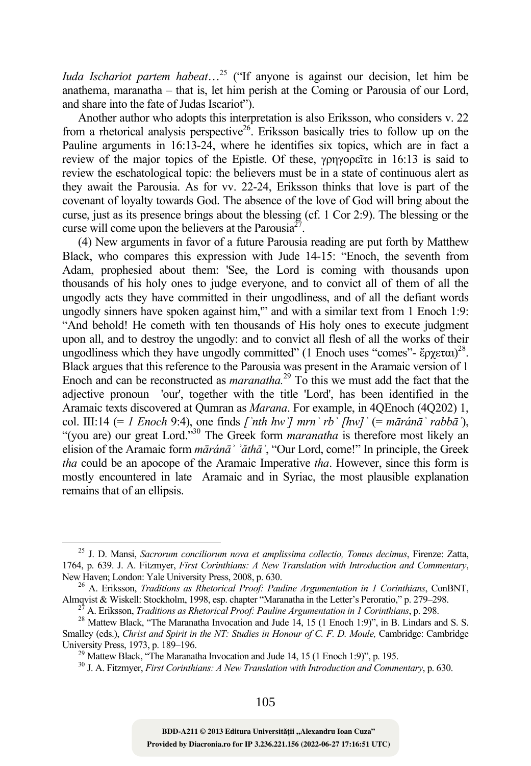*Iuda Ischariot partem habeat*…[25] ("If anyone is against our decision, let him be anathema, maranatha – that is, let him perish at the Coming or Parousia of our Lord, and share into the fate of Judas Iscariot").

Another author who adopts this interpretation is also Eriksson, who considers v. 22 from a rhetorical analysis perspective[26]. Eriksson basically tries to follow up on the Pauline arguments in 16:13-24, where he identifies six topics, which are in fact a review of the major topics of the Epistle. Of these, γρηγορεῖτε in 16:13 is said to review the eschatological topic: the believers must be in a state of continuous alert as they await the Parousia. As for vv. 22-24, Eriksson thinks that love is part of the covenant of loyalty towards God. The absence of the love of God will bring about the curse, just as its presence brings about the blessing (cf. 1 Cor 2:9). The blessing or the curse will come upon the believers at the Parousia[27].

(4) New arguments in favor of a future Parousia reading are put forth by Matthew Black, who compares this expression with Jude 14-15: "Enoch, the seventh from Adam, prophesied about them: 'See, the Lord is coming with thousands upon thousands of his holy ones to judge everyone, and to convict all of them of all the ungodly acts they have committed in their ungodliness, and of all the defiant words ungodly sinners have spoken against him,'" and with a similar text from 1 Enoch 1:9: "And behold! He cometh with ten thousands of His holy ones to execute judgment upon all, and to destroy the ungodly: and to convict all flesh of all the works of their ungodliness which they have ungodly committed" (1 Enoch uses "comes"- ἔρχεται)[28]. Black argues that this reference to the Parousia was present in the Aramaic version of 1 Enoch and can be reconstructed as *maranatha.*[29] To this we must add the fact that the adjective pronoun 'our', together with the title 'Lord', has been identified in the Aramaic texts discovered at Qumran as *Marana*. For example, in 4QEnoch (4Q202) 1, col. III:14 (= *1 Enoch* 9:4), one finds *[ʾnth hwʾ] mrnʾ rbʾ [hw]ʾ* (= *māránāʾ rabbāʾ*), "(you are) our great Lord."[30] The Greek form *maranatha* is therefore most likely an elision of the Aramaic form *māránāʾ ʾăthāʾ*, "Our Lord, come!" In principle, the Greek *tha* could be an apocope of the Aramaic Imperative *tha*. However, since this form is mostly encountered in late Aramaic and in Syriac, the most plausible explanation remains that of an ellipsis.

---

[25] J. D. Mansi, *Sacrorum conciliorum nova et amplissima collectio, Tomus decimus*, Firenze: Zatta, 1764, p. 639. J. A. Fitzmyer, *First Corinthians: A New Translation with Introduction and Commentary*, New Haven; London: Yale University Press, 2008, p. 630.

[26] A. Eriksson, *Traditions as Rhetorical Proof: Pauline Argumentation in 1 Corinthians*, ConBNT, Almqvist & Wiskell: Stockholm, 1998, esp. chapter "Maranatha in the Letter's Peroratio," p. 279–298.

[27] A. Eriksson, *Traditions as Rhetorical Proof: Pauline Argumentation in 1 Corinthians*, p. 298.

[28] Mattew Black, "The Maranatha Invocation and Jude 14, 15 (1 Enoch 1:9)", in B. Lindars and S. S. Smalley (eds.), *Christ and Spirit in the NT: Studies in Honour of C. F. D. Moule,* Cambridge: Cambridge University Press, 1973, p. 189–196.

[29] Mattew Black, "The Maranatha Invocation and Jude 14, 15 (1 Enoch 1:9)", p. 195.

[30] J. A. Fitzmyer, *First Corinthians: A New Translation with Introduction and Commentary*, p. 630.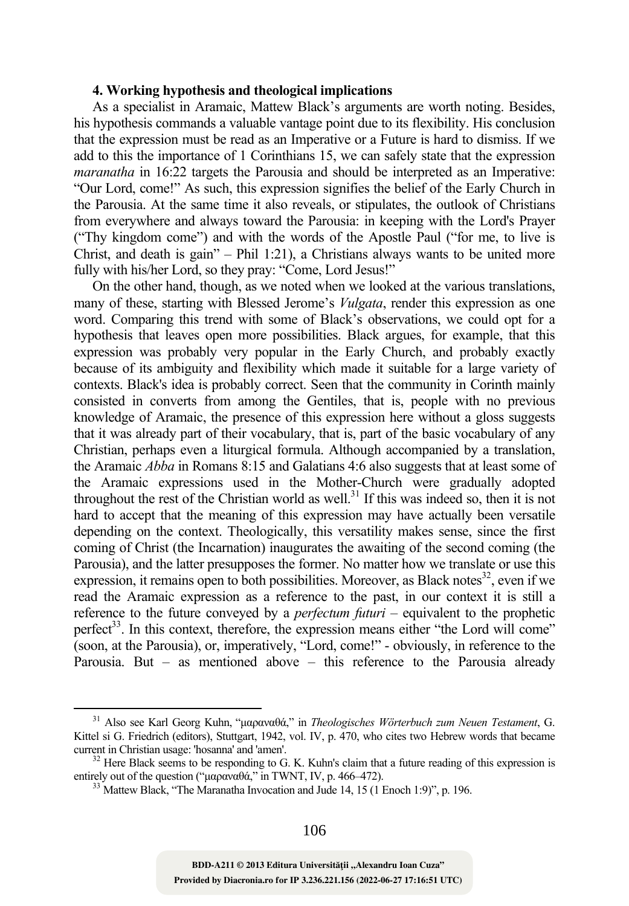#### 4. Working hypothesis and theological implications

As a specialist in Aramaic, Mattew Black's arguments are worth noting. Besides, his hypothesis commands a valuable vantage point due to its flexibility. His conclusion that the expression must be read as an Imperative or a Future is hard to dismiss. If we add to this the importance of 1 Corinthians 15, we can safely state that the expression *maranatha* in 16:22 targets the Parousia and should be interpreted as an Imperative: "Our Lord, come!" As such, this expression signifies the belief of the Early Church in the Parousia. At the same time it also reveals, or stipulates, the outlook of Christians from everywhere and always toward the Parousia: in keeping with the Lord's Prayer ("Thy kingdom come") and with the words of the Apostle Paul ("for me, to live is Christ, and death is gain" – Phil 1:21), a Christians always wants to be united more fully with his/her Lord, so they pray: "Come, Lord Jesus!"

On the other hand, though, as we noted when we looked at the various translations, many of these, starting with Blessed Jerome's *Vulgata*, render this expression as one word. Comparing this trend with some of Black's observations, we could opt for a hypothesis that leaves open more possibilities. Black argues, for example, that this expression was probably very popular in the Early Church, and probably exactly because of its ambiguity and flexibility which made it suitable for a large variety of contexts. Black's idea is probably correct. Seen that the community in Corinth mainly consisted in converts from among the Gentiles, that is, people with no previous knowledge of Aramaic, the presence of this expression here without a gloss suggests that it was already part of their vocabulary, that is, part of the basic vocabulary of any Christian, perhaps even a liturgical formula. Although accompanied by a translation, the Aramaic *Abba* in Romans 8:15 and Galatians 4:6 also suggests that at least some of the Aramaic expressions used in the Mother-Church were gradually adopted throughout the rest of the Christian world as well.[31] If this was indeed so, then it is not hard to accept that the meaning of this expression may have actually been versatile depending on the context. Theologically, this versatility makes sense, since the first coming of Christ (the Incarnation) inaugurates the awaiting of the second coming (the Parousia), and the latter presupposes the former. No matter how we translate or use this expression, it remains open to both possibilities. Moreover, as Black notes[32], even if we read the Aramaic expression as a reference to the past, in our context it is still a reference to the future conveyed by a *perfectum futuri* – equivalent to the prophetic perfect[33]. In this context, therefore, the expression means either "the Lord will come" (soon, at the Parousia), or, imperatively, "Lord, come!" - obviously, in reference to the Parousia. But – as mentioned above – this reference to the Parousia already

---

[31] Also see Karl Georg Kuhn, "μαραναθά," in *Theologisches Wörterbuch zum Neuen Testament*, G. Kittel si G. Friedrich (editors), Stuttgart, 1942, vol. IV, p. 470, who cites two Hebrew words that became current in Christian usage: 'hosanna' and 'amen'.

[32] Here Black seems to be responding to G. K. Kuhn's claim that a future reading of this expression is entirely out of the question ("μαραναθά," in TWNT, IV, p. 466–472).

[33] Mattew Black, "The Maranatha Invocation and Jude 14, 15 (1 Enoch 1:9)", p. 196.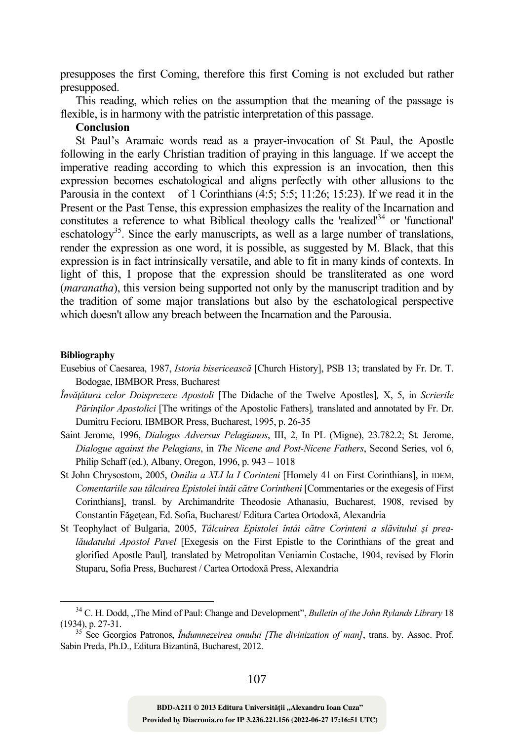presupposes the first Coming, therefore this first Coming is not excluded but rather presupposed.

This reading, which relies on the assumption that the meaning of the passage is flexible, is in harmony with the patristic interpretation of this passage.

**Conclusion**

St Paul's Aramaic words read as a prayer-invocation of St Paul, the Apostle following in the early Christian tradition of praying in this language. If we accept the imperative reading according to which this expression is an invocation, then this expression becomes eschatological and aligns perfectly with other allusions to the Parousia in the context of 1 Corinthians (4:5; 5:5; 11:26; 15:23). If we read it in the Present or the Past Tense, this expression emphasizes the reality of the Incarnation and constitutes a reference to what Biblical theology calls the 'realized'[34] or 'functional' eschatology[35]. Since the early manuscripts, as well as a large number of translations, render the expression as one word, it is possible, as suggested by M. Black, that this expression is in fact intrinsically versatile, and able to fit in many kinds of contexts. In light of this, I propose that the expression should be transliterated as one word (*maranatha*), this version being supported not only by the manuscript tradition and by the tradition of some major translations but also by the eschatological perspective which doesn't allow any breach between the Incarnation and the Parousia.

**Bibliography**

Eusebius of Caesarea, 1987, *Istoria bisericească* [Church History], PSB 13; translated by Fr. Dr. T. Bodogae, IBMBOR Press, Bucharest

*Învăţătura celor Doisprezece Apostoli* [The Didache of the Twelve Apostles], X, 5, in *Scrierile Părinţilor Apostolici* [The writings of the Apostolic Fathers], translated and annotated by Fr. Dr. Dumitru Fecioru, IBMBOR Press, Bucharest, 1995, p. 26-35

Saint Jerome, 1996, *Dialogus Adversus Pelagianos*, III, 2, In PL (Migne), 23.782.2; St. Jerome, *Dialogue against the Pelagians*, in *The Nicene and Post-Nicene Fathers*, Second Series, vol 6, Philip Schaff (ed.), Albany, Oregon, 1996, p. 943 – 1018

St John Chrysostom, 2005, *Omilia a XLI la I Corinteni* [Homely 41 on First Corinthians], in IDEM, *Comentariile sau tâlcuirea Epistolei întâi către Corintheni* [Commentaries or the exegesis of First Corinthians], transl. by Archimandrite Theodosie Athanasiu, Bucharest, 1908, revised by Constantin Făgeţean, Ed. Sofia, Bucharest/ Editura Cartea Ortodoxă, Alexandria

St Teophylact of Bulgaria, 2005, *Tâlcuirea Epistolei întâi către Corinteni a slăvitului şi prea-lăudatului Apostol Pavel* [Exegesis on the First Epistle to the Corinthians of the great and glorified Apostle Paul], translated by Metropolitan Veniamin Costache, 1904, revised by Florin Stuparu, Sofia Press, Bucharest / Cartea Ortodoxă Press, Alexandria

---

[34] C. H. Dodd, „The Mind of Paul: Change and Development", *Bulletin of the John Rylands Library* 18 (1934), p. 27-31.

[35] See Georgios Patronos, *Îndumnezeirea omului [The divinization of man]*, trans. by. Assoc. Prof. Sabin Preda, Ph.D., Editura Bizantină, Bucharest, 2012.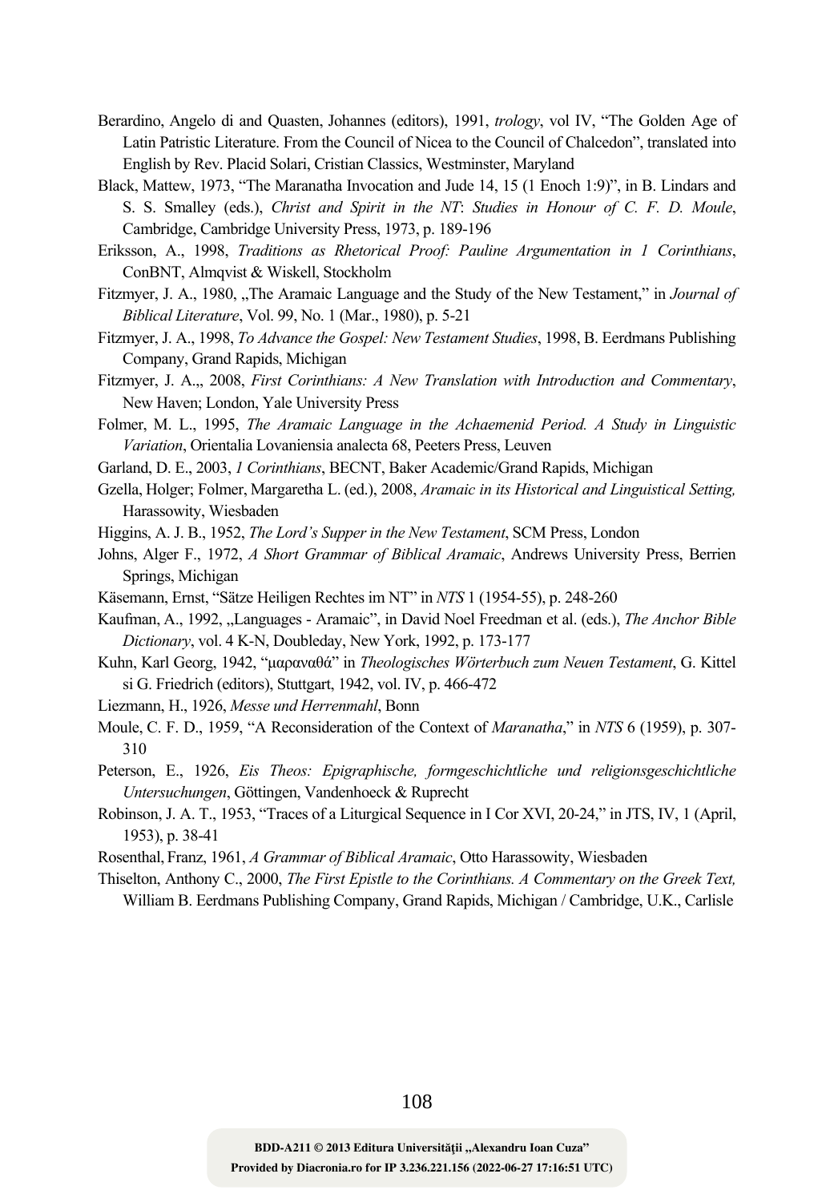Berardino, Angelo di and Quasten, Johannes (editors), 1991, *trology*, vol IV, "The Golden Age of Latin Patristic Literature. From the Council of Nicea to the Council of Chalcedon", translated into English by Rev. Placid Solari, Cristian Classics, Westminster, Maryland

Black, Mattew, 1973, "The Maranatha Invocation and Jude 14, 15 (1 Enoch 1:9)", in B. Lindars and S. S. Smalley (eds.), *Christ and Spirit in the NT*: *Studies in Honour of C. F. D. Moule*, Cambridge, Cambridge University Press, 1973, p. 189-196

Eriksson, A., 1998, *Traditions as Rhetorical Proof: Pauline Argumentation in 1 Corinthians*, ConBNT, Almqvist & Wiskell, Stockholm

Fitzmyer, J. A., 1980, „The Aramaic Language and the Study of the New Testament," in *Journal of Biblical Literature*, Vol. 99, No. 1 (Mar., 1980), p. 5-21

Fitzmyer, J. A., 1998, *To Advance the Gospel: New Testament Studies*, 1998, B. Eerdmans Publishing Company, Grand Rapids, Michigan

Fitzmyer, J. A.,, 2008, *First Corinthians: A New Translation with Introduction and Commentary*, New Haven; London, Yale University Press

Folmer, M. L., 1995, *The Aramaic Language in the Achaemenid Period. A Study in Linguistic Variation*, Orientalia Lovaniensia analecta 68, Peeters Press, Leuven

Garland, D. E., 2003, *1 Corinthians*, BECNT, Baker Academic/Grand Rapids, Michigan

Gzella, Holger; Folmer, Margaretha L. (ed.), 2008, *Aramaic in its Historical and Linguistical Setting,* Harassowity, Wiesbaden

Higgins, A. J. B., 1952, *The Lord's Supper in the New Testament*, SCM Press, London

Johns, Alger F., 1972, *A Short Grammar of Biblical Aramaic*, Andrews University Press, Berrien Springs, Michigan

Käsemann, Ernst, "Sätze Heiligen Rechtes im NT" in *NTS* 1 (1954-55), p. 248-260

Kaufman, A., 1992, „Languages - Aramaic", in David Noel Freedman et al. (eds.), *The Anchor Bible Dictionary*, vol. 4 K-N, Doubleday, New York, 1992, p. 173-177

Kuhn, Karl Georg, 1942, "μαραναθά" in *Theologisches Wörterbuch zum Neuen Testament*, G. Kittel si G. Friedrich (editors), Stuttgart, 1942, vol. IV, p. 466-472

Liezmann, H., 1926, *Messe und Herrenmahl*, Bonn

Moule, C. F. D., 1959, "A Reconsideration of the Context of *Maranatha*," in *NTS* 6 (1959), p. 307-310

Peterson, E., 1926, *Eis Theos: Epigraphische, formgeschichtliche und religionsgeschichtliche Untersuchungen*, Göttingen, Vandenhoeck & Ruprecht

Robinson, J. A. T., 1953, "Traces of a Liturgical Sequence in I Cor XVI, 20-24," in JTS, IV, 1 (April, 1953), p. 38-41

Rosenthal, Franz, 1961, *A Grammar of Biblical Aramaic*, Otto Harassowity, Wiesbaden

Thiselton, Anthony C., 2000, *The First Epistle to the Corinthians. A Commentary on the Greek Text,* William B. Eerdmans Publishing Company, Grand Rapids, Michigan / Cambridge, U.K., Carlisle